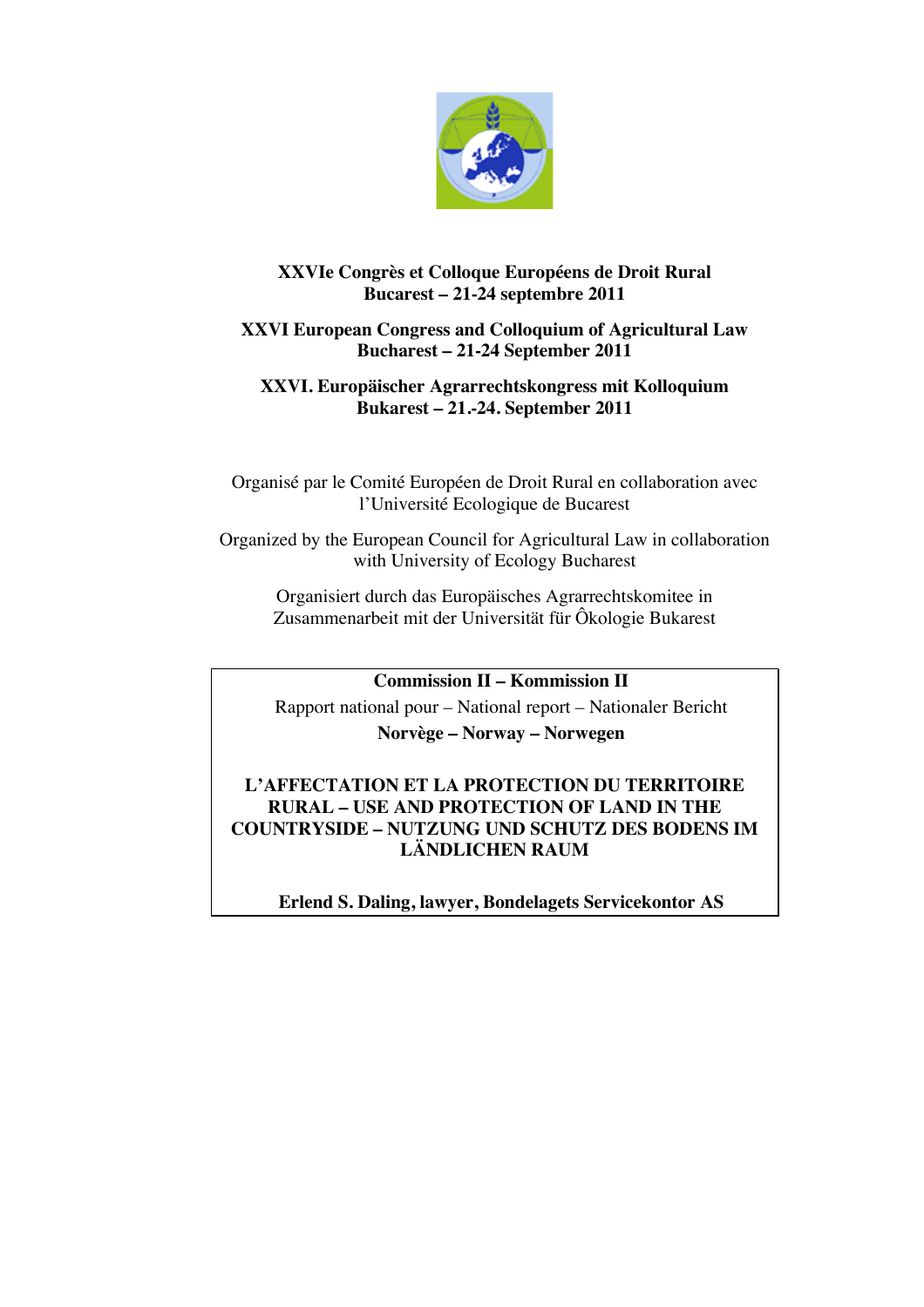**XXVIe Congrès et Colloque Européens de Droit Rural**
**Bucarest – 21-24 septembre 2011**

**XXVI European Congress and Colloquium of Agricultural Law**
**Bucharest – 21-24 September 2011**

**XXVI. Europäischer Agrarrechtskongress mit Kolloquium**
**Bukarest – 21.-24. September 2011**

Organisé par le Comité Européen de Droit Rural en collaboration avec l'Université Ecologique de Bucarest

Organized by the European Council for Agricultural Law in collaboration with University of Ecology Bucharest

Organisiert durch das Europäisches Agrarrechtskomitee in Zusammenarbeit mit der Universität für Ôkologie Bukarest

**Commission II – Kommission II**

Rapport national pour – National report – Nationaler Bericht

**Norvège – Norway – Norwegen**

# L'AFFECTATION ET LA PROTECTION DU TERRITOIRE RURAL – USE AND PROTECTION OF LAND IN THE COUNTRYSIDE – NUTZUNG UND SCHUTZ DES BODENS IM LÄNDLICHEN RAUM

**Erlend S. Daling, lawyer, Bondelagets Servicekontor AS**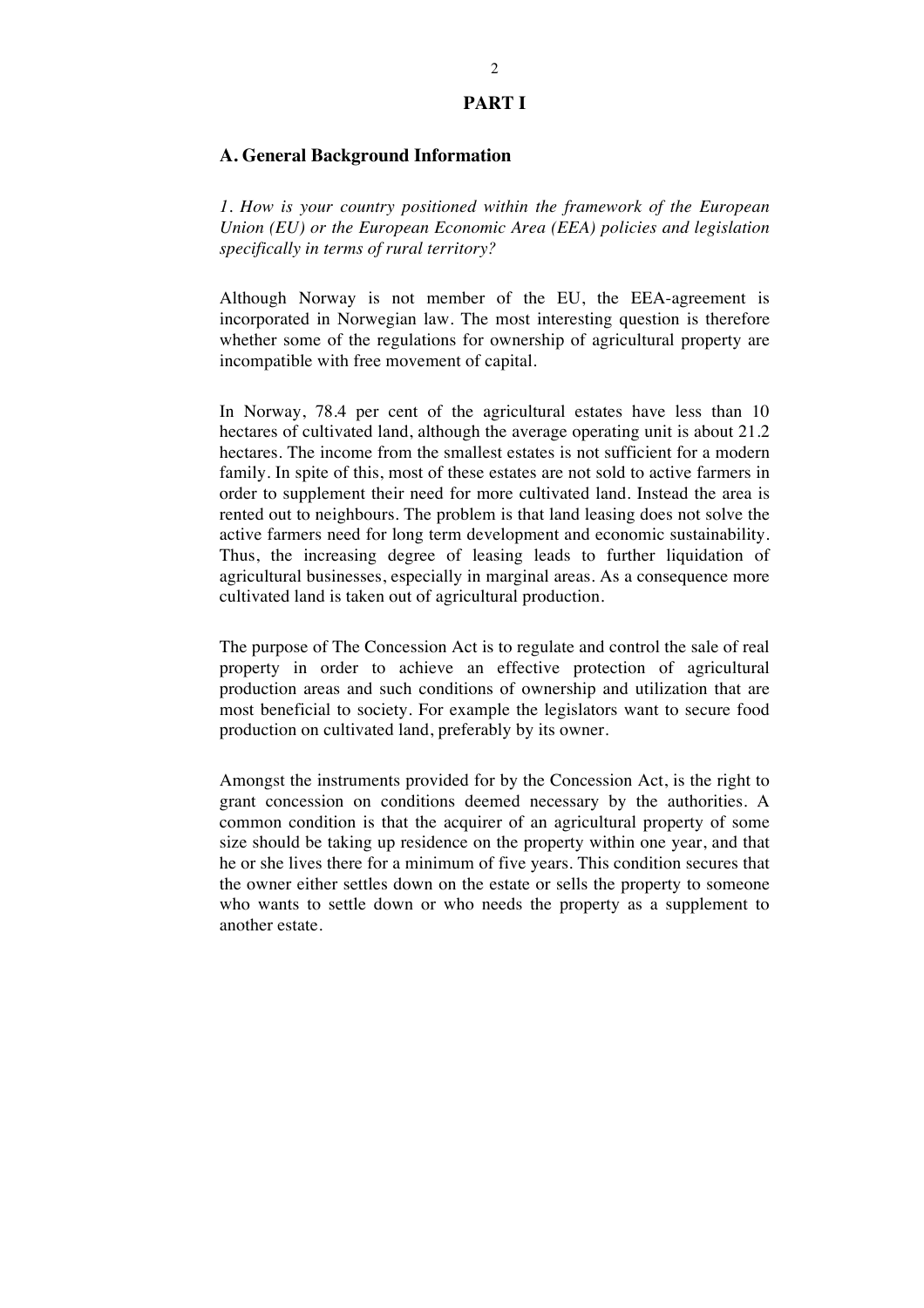# PART I

## A. General Background Information

*1. How is your country positioned within the framework of the European Union (EU) or the European Economic Area (EEA) policies and legislation specifically in terms of rural territory?*

Although Norway is not member of the EU, the EEA-agreement is incorporated in Norwegian law. The most interesting question is therefore whether some of the regulations for ownership of agricultural property are incompatible with free movement of capital.

In Norway, 78.4 per cent of the agricultural estates have less than 10 hectares of cultivated land, although the average operating unit is about 21.2 hectares. The income from the smallest estates is not sufficient for a modern family. In spite of this, most of these estates are not sold to active farmers in order to supplement their need for more cultivated land. Instead the area is rented out to neighbours. The problem is that land leasing does not solve the active farmers need for long term development and economic sustainability. Thus, the increasing degree of leasing leads to further liquidation of agricultural businesses, especially in marginal areas. As a consequence more cultivated land is taken out of agricultural production.

The purpose of The Concession Act is to regulate and control the sale of real property in order to achieve an effective protection of agricultural production areas and such conditions of ownership and utilization that are most beneficial to society. For example the legislators want to secure food production on cultivated land, preferably by its owner.

Amongst the instruments provided for by the Concession Act, is the right to grant concession on conditions deemed necessary by the authorities. A common condition is that the acquirer of an agricultural property of some size should be taking up residence on the property within one year, and that he or she lives there for a minimum of five years. This condition secures that the owner either settles down on the estate or sells the property to someone who wants to settle down or who needs the property as a supplement to another estate.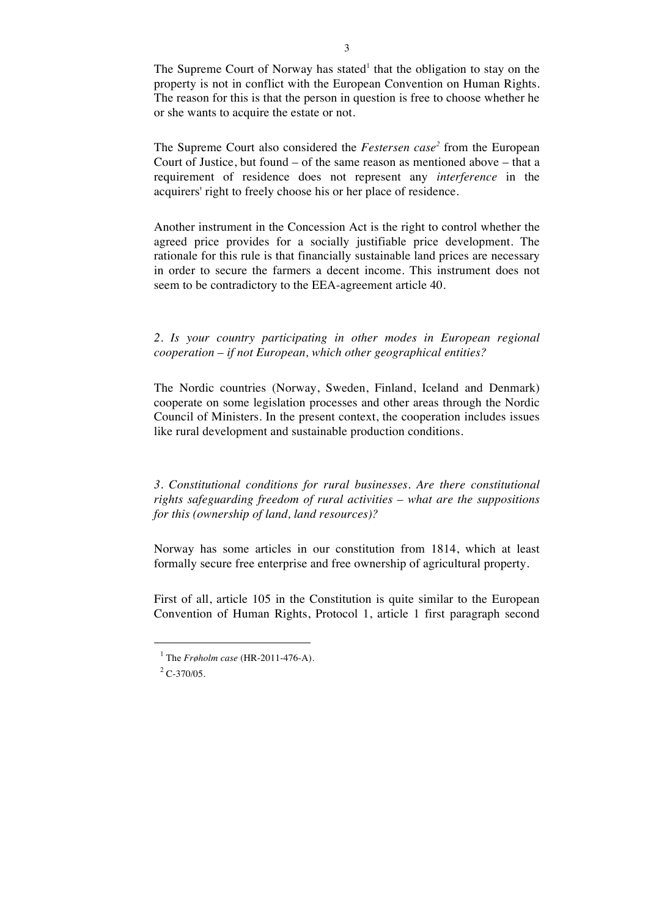The Supreme Court of Norway has stated[1] that the obligation to stay on the property is not in conflict with the European Convention on Human Rights. The reason for this is that the person in question is free to choose whether he or she wants to acquire the estate or not.

The Supreme Court also considered the *Festersen case*[2] from the European Court of Justice, but found – of the same reason as mentioned above – that a requirement of residence does not represent any *interference* in the acquirers' right to freely choose his or her place of residence.

Another instrument in the Concession Act is the right to control whether the agreed price provides for a socially justifiable price development. The rationale for this rule is that financially sustainable land prices are necessary in order to secure the farmers a decent income. This instrument does not seem to be contradictory to the EEA-agreement article 40.

*2. Is your country participating in other modes in European regional cooperation – if not European, which other geographical entities?*

The Nordic countries (Norway, Sweden, Finland, Iceland and Denmark) cooperate on some legislation processes and other areas through the Nordic Council of Ministers. In the present context, the cooperation includes issues like rural development and sustainable production conditions.

*3. Constitutional conditions for rural businesses. Are there constitutional rights safeguarding freedom of rural activities – what are the suppositions for this (ownership of land, land resources)?*

Norway has some articles in our constitution from 1814, which at least formally secure free enterprise and free ownership of agricultural property.

First of all, article 105 in the Constitution is quite similar to the European Convention of Human Rights, Protocol 1, article 1 first paragraph second

---

[1] The *Frøholm case* (HR-2011-476-A).

[2] C-370/05.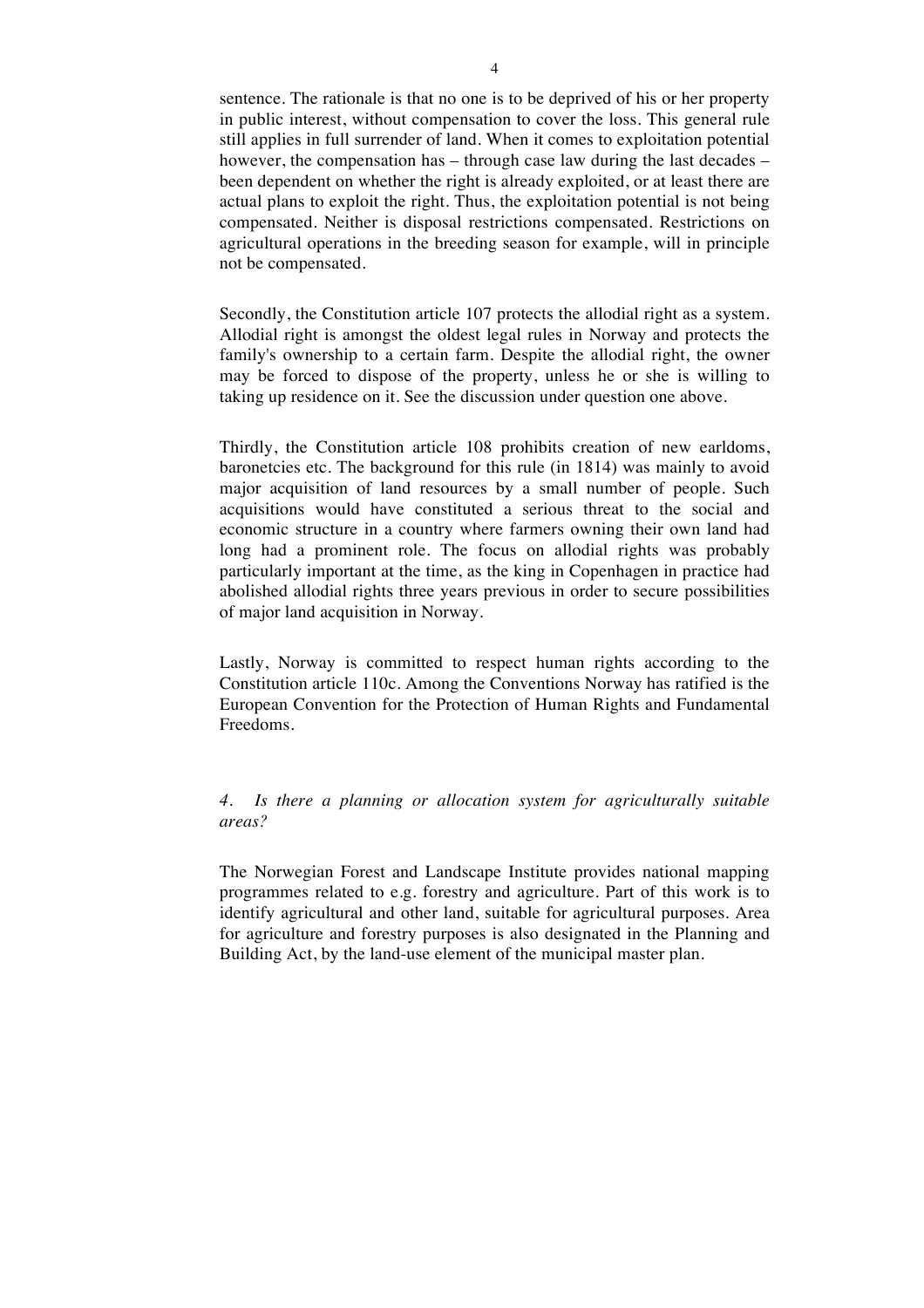sentence. The rationale is that no one is to be deprived of his or her property in public interest, without compensation to cover the loss. This general rule still applies in full surrender of land. When it comes to exploitation potential however, the compensation has – through case law during the last decades – been dependent on whether the right is already exploited, or at least there are actual plans to exploit the right. Thus, the exploitation potential is not being compensated. Neither is disposal restrictions compensated. Restrictions on agricultural operations in the breeding season for example, will in principle not be compensated.

Secondly, the Constitution article 107 protects the allodial right as a system. Allodial right is amongst the oldest legal rules in Norway and protects the family's ownership to a certain farm. Despite the allodial right, the owner may be forced to dispose of the property, unless he or she is willing to taking up residence on it. See the discussion under question one above.

Thirdly, the Constitution article 108 prohibits creation of new earldoms, baronetcies etc. The background for this rule (in 1814) was mainly to avoid major acquisition of land resources by a small number of people. Such acquisitions would have constituted a serious threat to the social and economic structure in a country where farmers owning their own land had long had a prominent role. The focus on allodial rights was probably particularly important at the time, as the king in Copenhagen in practice had abolished allodial rights three years previous in order to secure possibilities of major land acquisition in Norway.

Lastly, Norway is committed to respect human rights according to the Constitution article 110c. Among the Conventions Norway has ratified is the European Convention for the Protection of Human Rights and Fundamental Freedoms.

*4. Is there a planning or allocation system for agriculturally suitable areas?*

The Norwegian Forest and Landscape Institute provides national mapping programmes related to e.g. forestry and agriculture. Part of this work is to identify agricultural and other land, suitable for agricultural purposes. Area for agriculture and forestry purposes is also designated in the Planning and Building Act, by the land-use element of the municipal master plan.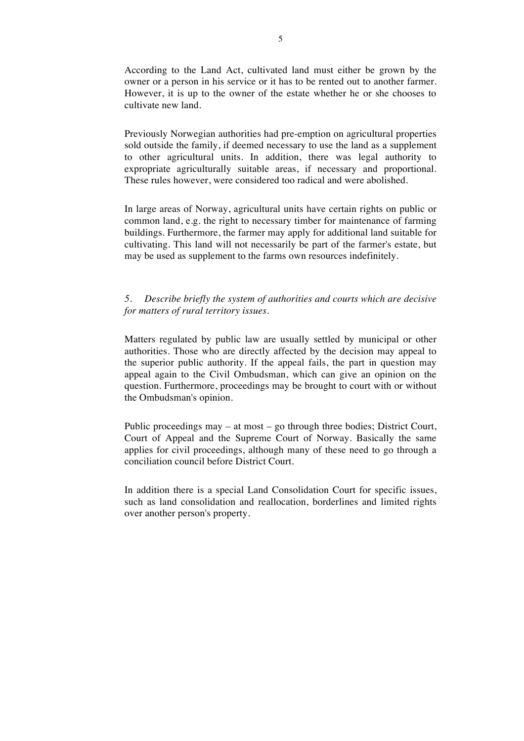According to the Land Act, cultivated land must either be grown by the owner or a person in his service or it has to be rented out to another farmer. However, it is up to the owner of the estate whether he or she chooses to cultivate new land.

Previously Norwegian authorities had pre-emption on agricultural properties sold outside the family, if deemed necessary to use the land as a supplement to other agricultural units. In addition, there was legal authority to expropriate agriculturally suitable areas, if necessary and proportional. These rules however, were considered too radical and were abolished.

In large areas of Norway, agricultural units have certain rights on public or common land, e.g. the right to necessary timber for maintenance of farming buildings. Furthermore, the farmer may apply for additional land suitable for cultivating. This land will not necessarily be part of the farmer's estate, but may be used as supplement to the farms own resources indefinitely.

*5. Describe briefly the system of authorities and courts which are decisive for matters of rural territory issues.*

Matters regulated by public law are usually settled by municipal or other authorities. Those who are directly affected by the decision may appeal to the superior public authority. If the appeal fails, the part in question may appeal again to the Civil Ombudsman, which can give an opinion on the question. Furthermore, proceedings may be brought to court with or without the Ombudsman's opinion.

Public proceedings may – at most – go through three bodies; District Court, Court of Appeal and the Supreme Court of Norway. Basically the same applies for civil proceedings, although many of these need to go through a conciliation council before District Court.

In addition there is a special Land Consolidation Court for specific issues, such as land consolidation and reallocation, borderlines and limited rights over another person's property.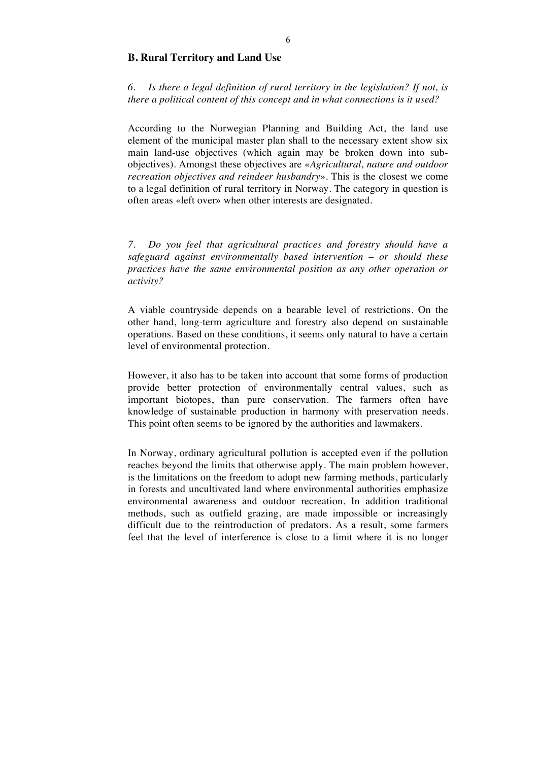## B. Rural Territory and Land Use

*6. Is there a legal definition of rural territory in the legislation? If not, is there a political content of this concept and in what connections is it used?*

According to the Norwegian Planning and Building Act, the land use element of the municipal master plan shall to the necessary extent show six main land-use objectives (which again may be broken down into sub-objectives). Amongst these objectives are «*Agricultural, nature and outdoor recreation objectives and reindeer husbandry*». This is the closest we come to a legal definition of rural territory in Norway. The category in question is often areas «left over» when other interests are designated.

*7. Do you feel that agricultural practices and forestry should have a safeguard against environmentally based intervention – or should these practices have the same environmental position as any other operation or activity?*

A viable countryside depends on a bearable level of restrictions. On the other hand, long-term agriculture and forestry also depend on sustainable operations. Based on these conditions, it seems only natural to have a certain level of environmental protection.

However, it also has to be taken into account that some forms of production provide better protection of environmentally central values, such as important biotopes, than pure conservation. The farmers often have knowledge of sustainable production in harmony with preservation needs. This point often seems to be ignored by the authorities and lawmakers.

In Norway, ordinary agricultural pollution is accepted even if the pollution reaches beyond the limits that otherwise apply. The main problem however, is the limitations on the freedom to adopt new farming methods, particularly in forests and uncultivated land where environmental authorities emphasize environmental awareness and outdoor recreation. In addition traditional methods, such as outfield grazing, are made impossible or increasingly difficult due to the reintroduction of predators. As a result, some farmers feel that the level of interference is close to a limit where it is no longer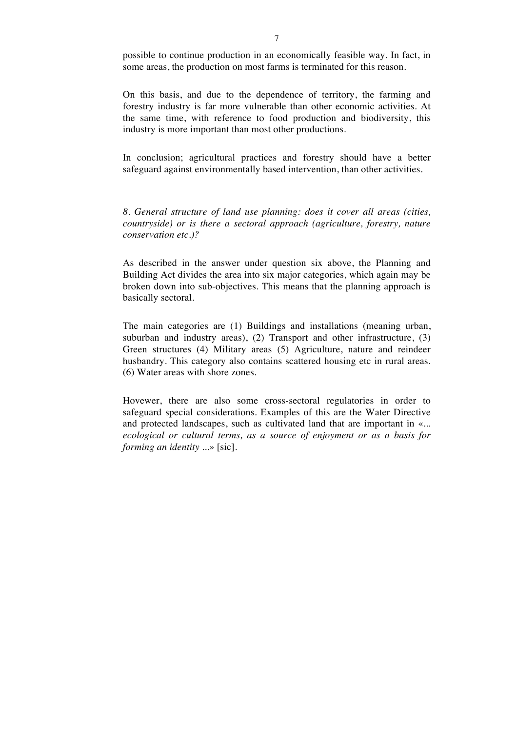possible to continue production in an economically feasible way. In fact, in some areas, the production on most farms is terminated for this reason.

On this basis, and due to the dependence of territory, the farming and forestry industry is far more vulnerable than other economic activities. At the same time, with reference to food production and biodiversity, this industry is more important than most other productions.

In conclusion; agricultural practices and forestry should have a better safeguard against environmentally based intervention, than other activities.

*8. General structure of land use planning: does it cover all areas (cities, countryside) or is there a sectoral approach (agriculture, forestry, nature conservation etc.)?*

As described in the answer under question six above, the Planning and Building Act divides the area into six major categories, which again may be broken down into sub-objectives. This means that the planning approach is basically sectoral.

The main categories are (1) Buildings and installations (meaning urban, suburban and industry areas), (2) Transport and other infrastructure, (3) Green structures (4) Military areas (5) Agriculture, nature and reindeer husbandry. This category also contains scattered housing etc in rural areas. (6) Water areas with shore zones.

Hovewer, there are also some cross-sectoral regulatories in order to safeguard special considerations. Examples of this are the Water Directive and protected landscapes, such as cultivated land that are important in «*... ecological or cultural terms, as a source of enjoyment or as a basis for forming an identity ...*» [sic].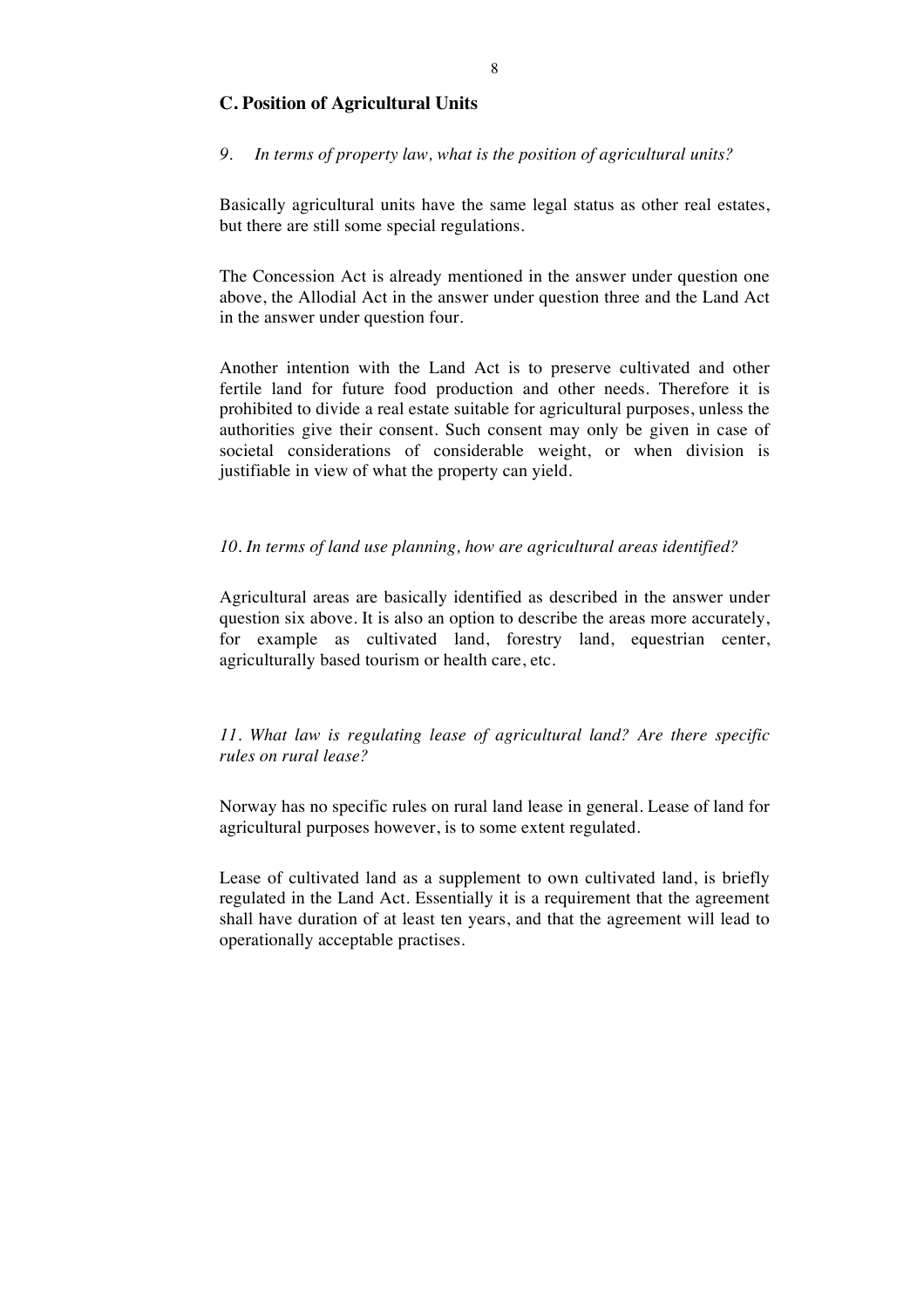## C. Position of Agricultural Units

*9. In terms of property law, what is the position of agricultural units?*

Basically agricultural units have the same legal status as other real estates, but there are still some special regulations.

The Concession Act is already mentioned in the answer under question one above, the Allodial Act in the answer under question three and the Land Act in the answer under question four.

Another intention with the Land Act is to preserve cultivated and other fertile land for future food production and other needs. Therefore it is prohibited to divide a real estate suitable for agricultural purposes, unless the authorities give their consent. Such consent may only be given in case of societal considerations of considerable weight, or when division is justifiable in view of what the property can yield.

*10. In terms of land use planning, how are agricultural areas identified?*

Agricultural areas are basically identified as described in the answer under question six above. It is also an option to describe the areas more accurately, for example as cultivated land, forestry land, equestrian center, agriculturally based tourism or health care, etc.

*11. What law is regulating lease of agricultural land? Are there specific rules on rural lease?*

Norway has no specific rules on rural land lease in general. Lease of land for agricultural purposes however, is to some extent regulated.

Lease of cultivated land as a supplement to own cultivated land, is briefly regulated in the Land Act. Essentially it is a requirement that the agreement shall have duration of at least ten years, and that the agreement will lead to operationally acceptable practises.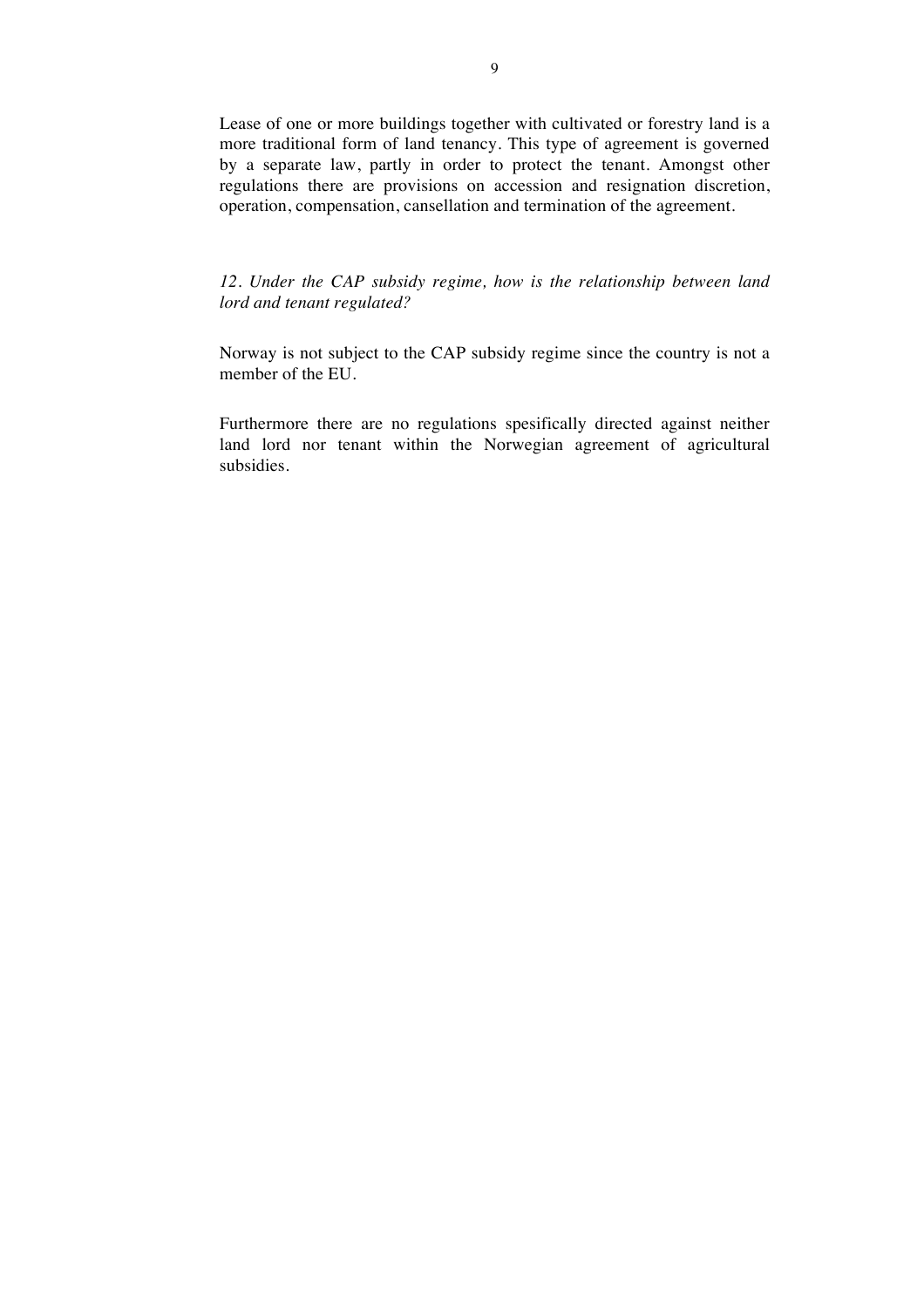Lease of one or more buildings together with cultivated or forestry land is a more traditional form of land tenancy. This type of agreement is governed by a separate law, partly in order to protect the tenant. Amongst other regulations there are provisions on accession and resignation discretion, operation, compensation, cansellation and termination of the agreement.

*12. Under the CAP subsidy regime, how is the relationship between land lord and tenant regulated?*

Norway is not subject to the CAP subsidy regime since the country is not a member of the EU.

Furthermore there are no regulations spesifically directed against neither land lord nor tenant within the Norwegian agreement of agricultural subsidies.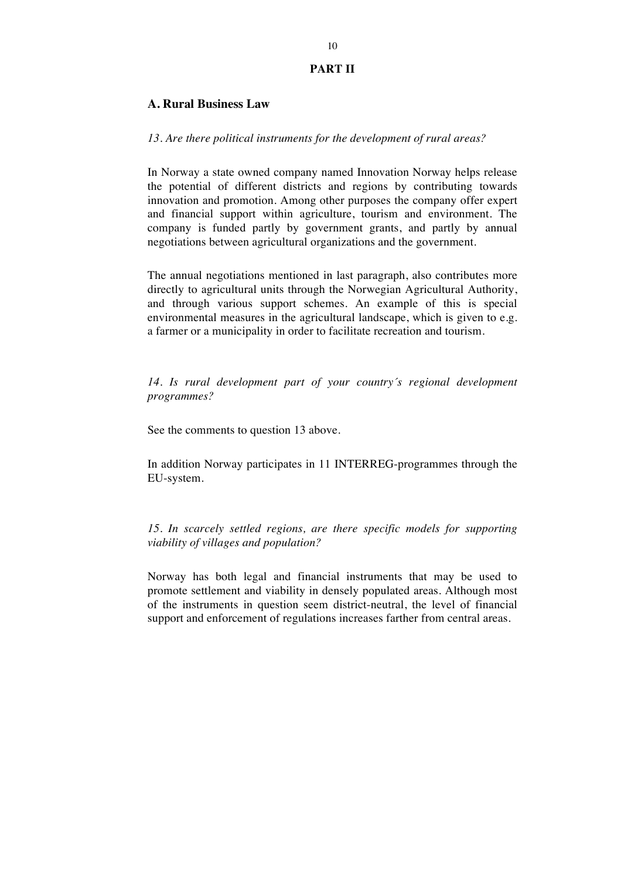# PART II

## A. Rural Business Law

*13. Are there political instruments for the development of rural areas?*

In Norway a state owned company named Innovation Norway helps release the potential of different districts and regions by contributing towards innovation and promotion. Among other purposes the company offer expert and financial support within agriculture, tourism and environment. The company is funded partly by government grants, and partly by annual negotiations between agricultural organizations and the government.

The annual negotiations mentioned in last paragraph, also contributes more directly to agricultural units through the Norwegian Agricultural Authority, and through various support schemes. An example of this is special environmental measures in the agricultural landscape, which is given to e.g. a farmer or a municipality in order to facilitate recreation and tourism.

*14. Is rural development part of your country´s regional development programmes?*

See the comments to question 13 above.

In addition Norway participates in 11 INTERREG-programmes through the EU-system.

*15. In scarcely settled regions, are there specific models for supporting viability of villages and population?*

Norway has both legal and financial instruments that may be used to promote settlement and viability in densely populated areas. Although most of the instruments in question seem district-neutral, the level of financial support and enforcement of regulations increases farther from central areas.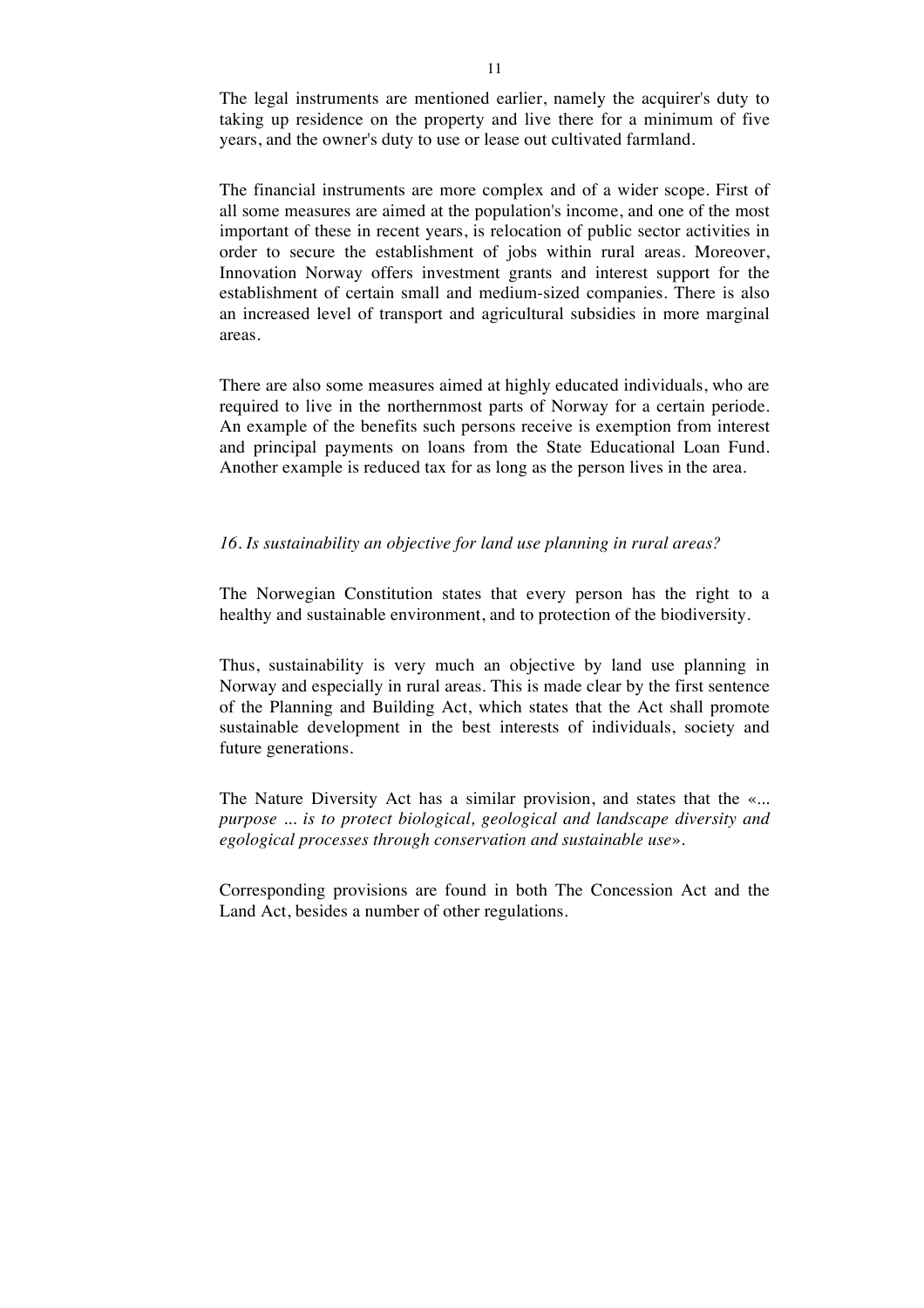The legal instruments are mentioned earlier, namely the acquirer's duty to taking up residence on the property and live there for a minimum of five years, and the owner's duty to use or lease out cultivated farmland.

The financial instruments are more complex and of a wider scope. First of all some measures are aimed at the population's income, and one of the most important of these in recent years, is relocation of public sector activities in order to secure the establishment of jobs within rural areas. Moreover, Innovation Norway offers investment grants and interest support for the establishment of certain small and medium-sized companies. There is also an increased level of transport and agricultural subsidies in more marginal areas.

There are also some measures aimed at highly educated individuals, who are required to live in the northernmost parts of Norway for a certain periode. An example of the benefits such persons receive is exemption from interest and principal payments on loans from the State Educational Loan Fund. Another example is reduced tax for as long as the person lives in the area.

*16. Is sustainability an objective for land use planning in rural areas?*

The Norwegian Constitution states that every person has the right to a healthy and sustainable environment, and to protection of the biodiversity.

Thus, sustainability is very much an objective by land use planning in Norway and especially in rural areas. This is made clear by the first sentence of the Planning and Building Act, which states that the Act shall promote sustainable development in the best interests of individuals, society and future generations.

The Nature Diversity Act has a similar provision, and states that the «... *purpose ... is to protect biological, geological and landscape diversity and egological processes through conservation and sustainable use*».

Corresponding provisions are found in both The Concession Act and the Land Act, besides a number of other regulations.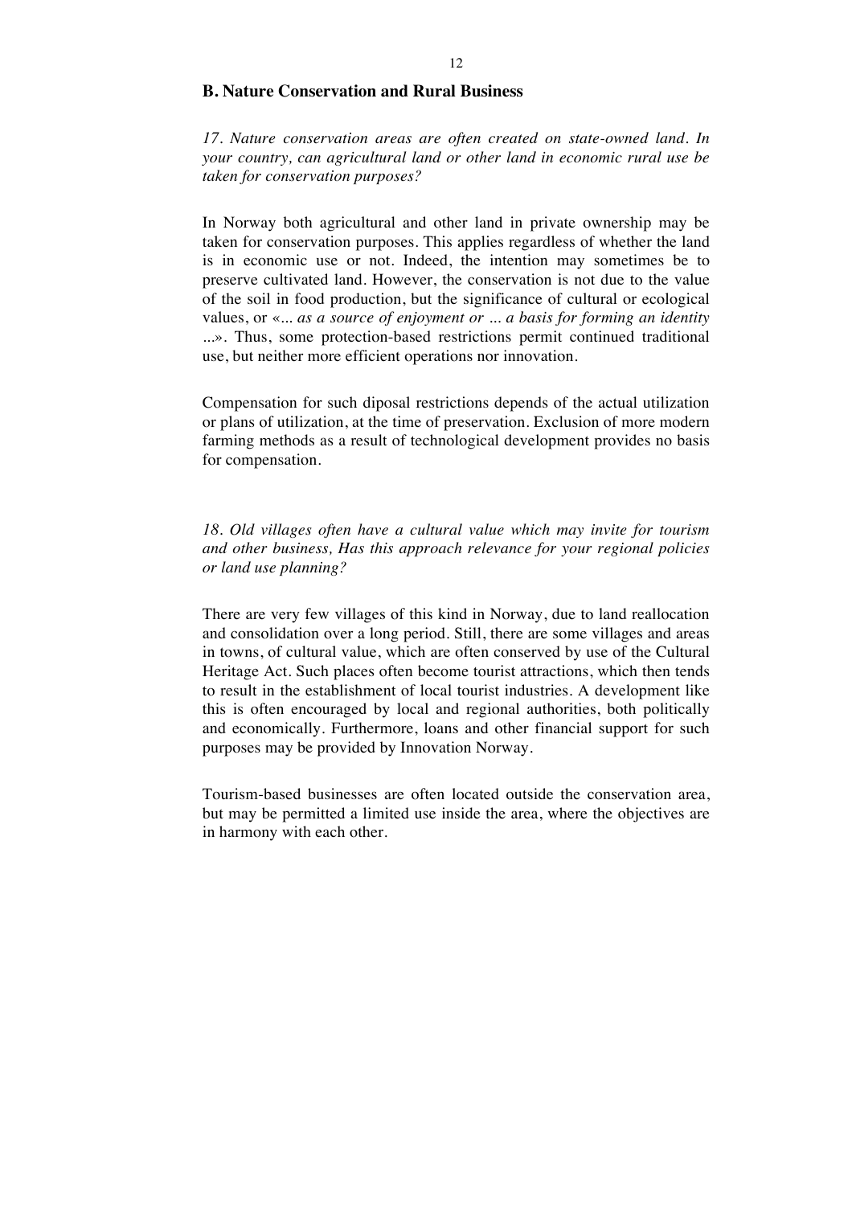## B. Nature Conservation and Rural Business

*17. Nature conservation areas are often created on state-owned land. In your country, can agricultural land or other land in economic rural use be taken for conservation purposes?*

In Norway both agricultural and other land in private ownership may be taken for conservation purposes. This applies regardless of whether the land is in economic use or not. Indeed, the intention may sometimes be to preserve cultivated land. However, the conservation is not due to the value of the soil in food production, but the significance of cultural or ecological values, or «*... as a source of enjoyment or ... a basis for forming an identity ...*». Thus, some protection-based restrictions permit continued traditional use, but neither more efficient operations nor innovation.

Compensation for such diposal restrictions depends of the actual utilization or plans of utilization, at the time of preservation. Exclusion of more modern farming methods as a result of technological development provides no basis for compensation.

*18. Old villages often have a cultural value which may invite for tourism and other business, Has this approach relevance for your regional policies or land use planning?*

There are very few villages of this kind in Norway, due to land reallocation and consolidation over a long period. Still, there are some villages and areas in towns, of cultural value, which are often conserved by use of the Cultural Heritage Act. Such places often become tourist attractions, which then tends to result in the establishment of local tourist industries. A development like this is often encouraged by local and regional authorities, both politically and economically. Furthermore, loans and other financial support for such purposes may be provided by Innovation Norway.

Tourism-based businesses are often located outside the conservation area, but may be permitted a limited use inside the area, where the objectives are in harmony with each other.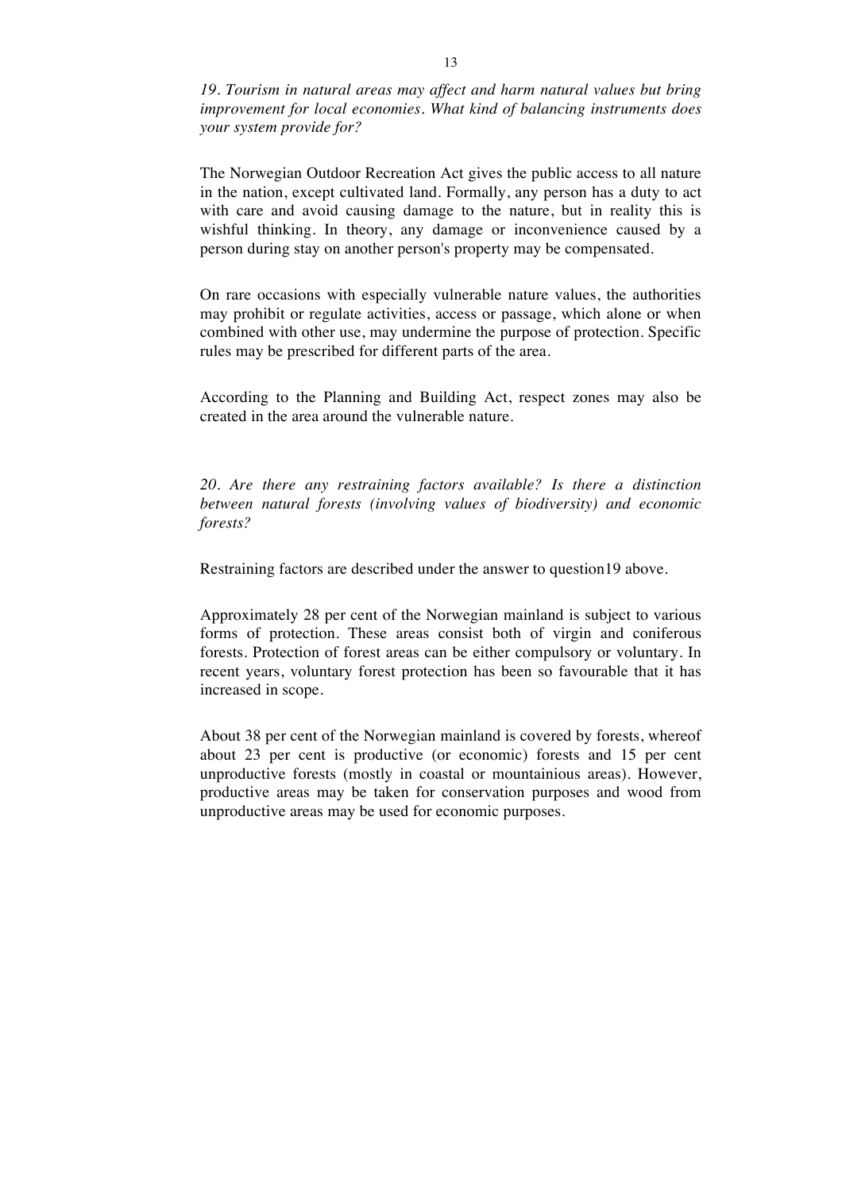*19. Tourism in natural areas may affect and harm natural values but bring improvement for local economies. What kind of balancing instruments does your system provide for?*

The Norwegian Outdoor Recreation Act gives the public access to all nature in the nation, except cultivated land. Formally, any person has a duty to act with care and avoid causing damage to the nature, but in reality this is wishful thinking. In theory, any damage or inconvenience caused by a person during stay on another person's property may be compensated.

On rare occasions with especially vulnerable nature values, the authorities may prohibit or regulate activities, access or passage, which alone or when combined with other use, may undermine the purpose of protection. Specific rules may be prescribed for different parts of the area.

According to the Planning and Building Act, respect zones may also be created in the area around the vulnerable nature.

*20. Are there any restraining factors available? Is there a distinction between natural forests (involving values of biodiversity) and economic forests?*

Restraining factors are described under the answer to question19 above.

Approximately 28 per cent of the Norwegian mainland is subject to various forms of protection. These areas consist both of virgin and coniferous forests. Protection of forest areas can be either compulsory or voluntary. In recent years, voluntary forest protection has been so favourable that it has increased in scope.

About 38 per cent of the Norwegian mainland is covered by forests, whereof about 23 per cent is productive (or economic) forests and 15 per cent unproductive forests (mostly in coastal or mountainious areas). However, productive areas may be taken for conservation purposes and wood from unproductive areas may be used for economic purposes.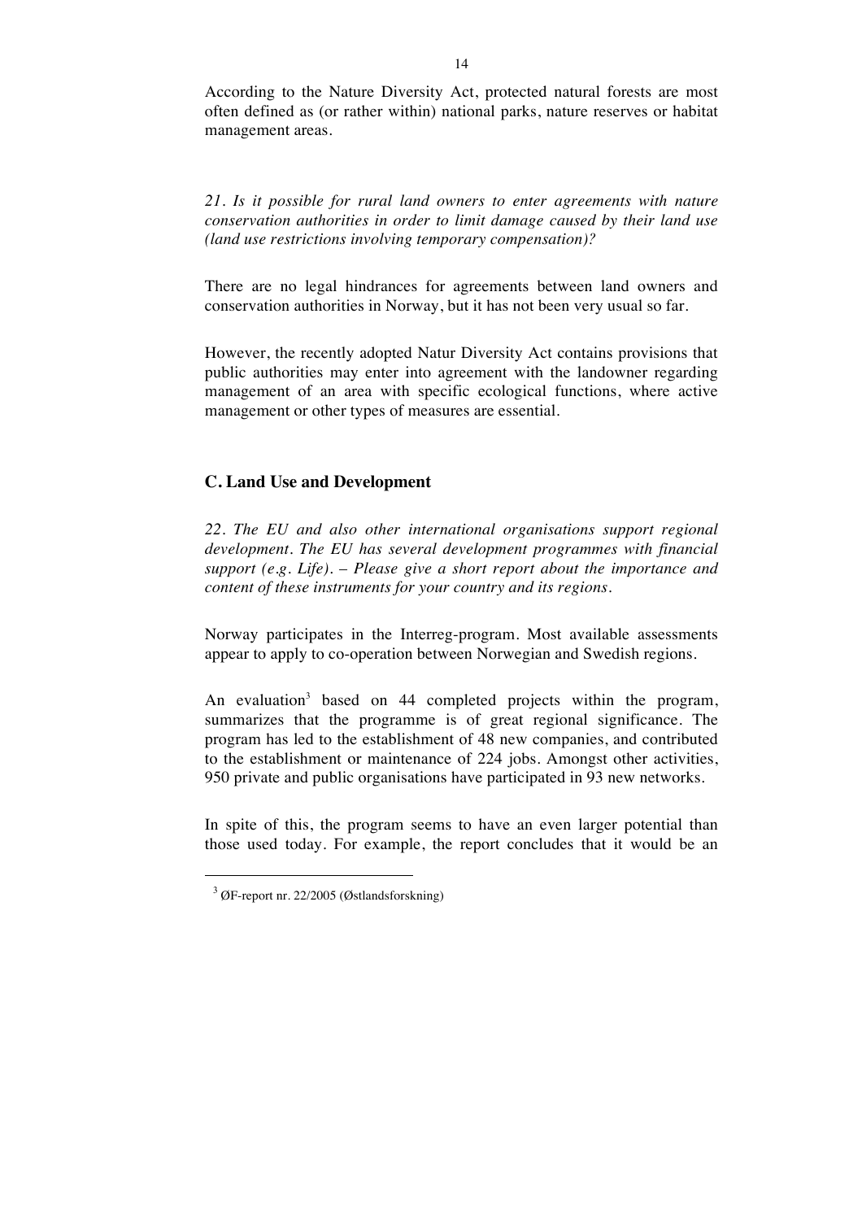According to the Nature Diversity Act, protected natural forests are most often defined as (or rather within) national parks, nature reserves or habitat management areas.

*21. Is it possible for rural land owners to enter agreements with nature conservation authorities in order to limit damage caused by their land use (land use restrictions involving temporary compensation)?*

There are no legal hindrances for agreements between land owners and conservation authorities in Norway, but it has not been very usual so far.

However, the recently adopted Natur Diversity Act contains provisions that public authorities may enter into agreement with the landowner regarding management of an area with specific ecological functions, where active management or other types of measures are essential.

## C. Land Use and Development

*22. The EU and also other international organisations support regional development. The EU has several development programmes with financial support (e.g. Life). – Please give a short report about the importance and content of these instruments for your country and its regions.*

Norway participates in the Interreg-program. Most available assessments appear to apply to co-operation between Norwegian and Swedish regions.

An evaluation[3] based on 44 completed projects within the program, summarizes that the programme is of great regional significance. The program has led to the establishment of 48 new companies, and contributed to the establishment or maintenance of 224 jobs. Amongst other activities, 950 private and public organisations have participated in 93 new networks.

In spite of this, the program seems to have an even larger potential than those used today. For example, the report concludes that it would be an

[3] ØF-report nr. 22/2005 (Østlandsforskning)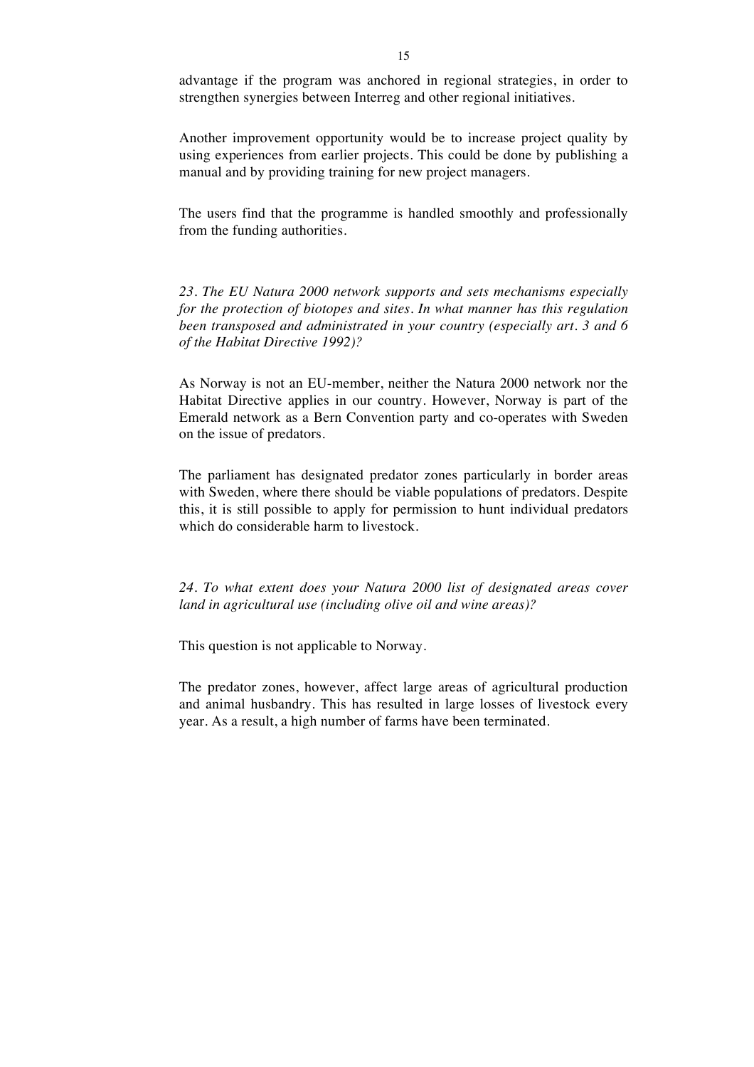advantage if the program was anchored in regional strategies, in order to strengthen synergies between Interreg and other regional initiatives.

Another improvement opportunity would be to increase project quality by using experiences from earlier projects. This could be done by publishing a manual and by providing training for new project managers.

The users find that the programme is handled smoothly and professionally from the funding authorities.

*23. The EU Natura 2000 network supports and sets mechanisms especially for the protection of biotopes and sites. In what manner has this regulation been transposed and administrated in your country (especially art. 3 and 6 of the Habitat Directive 1992)?*

As Norway is not an EU-member, neither the Natura 2000 network nor the Habitat Directive applies in our country. However, Norway is part of the Emerald network as a Bern Convention party and co-operates with Sweden on the issue of predators.

The parliament has designated predator zones particularly in border areas with Sweden, where there should be viable populations of predators. Despite this, it is still possible to apply for permission to hunt individual predators which do considerable harm to livestock.

*24. To what extent does your Natura 2000 list of designated areas cover land in agricultural use (including olive oil and wine areas)?*

This question is not applicable to Norway.

The predator zones, however, affect large areas of agricultural production and animal husbandry. This has resulted in large losses of livestock every year. As a result, a high number of farms have been terminated.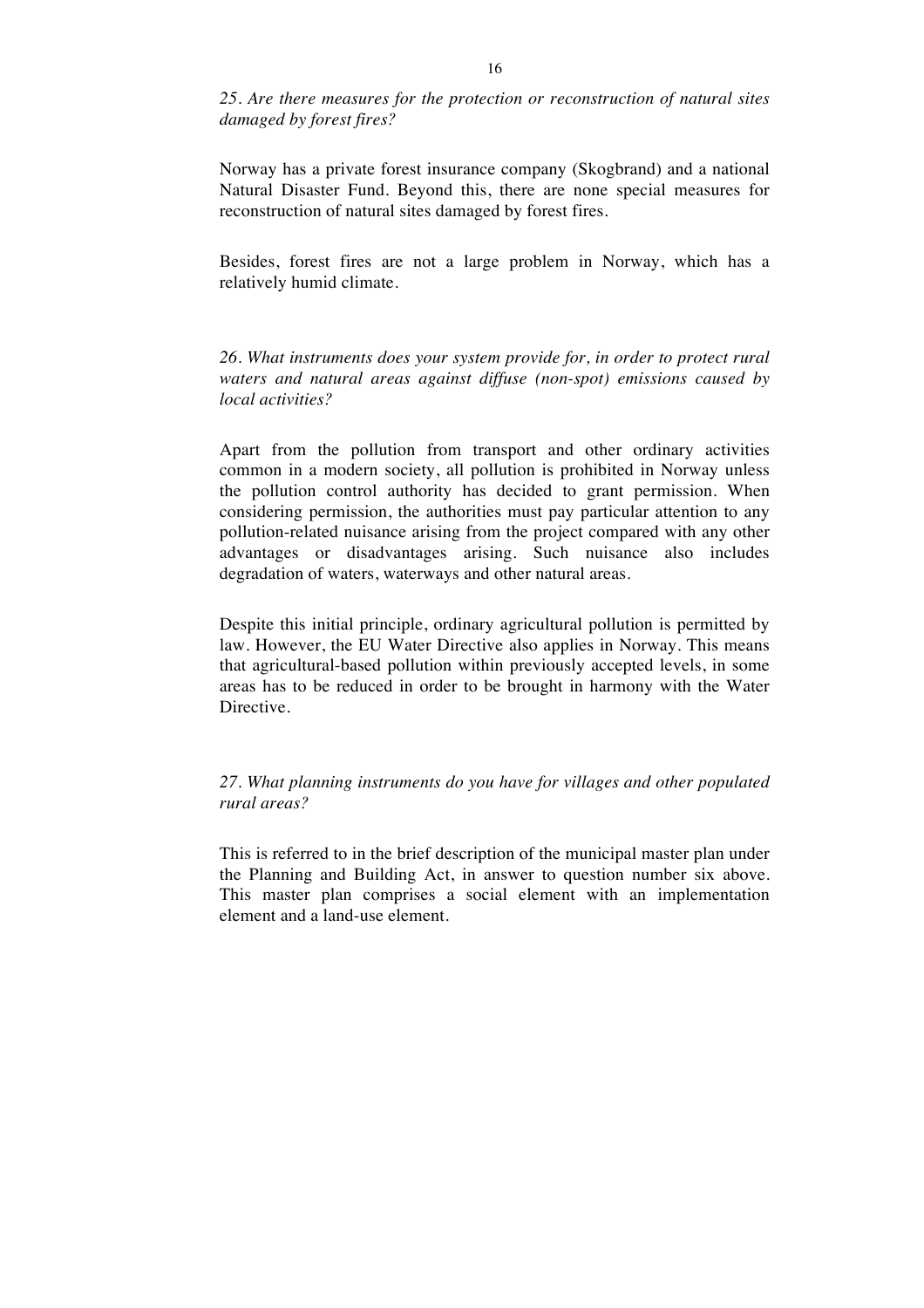*25. Are there measures for the protection or reconstruction of natural sites damaged by forest fires?*

Norway has a private forest insurance company (Skogbrand) and a national Natural Disaster Fund. Beyond this, there are none special measures for reconstruction of natural sites damaged by forest fires.

Besides, forest fires are not a large problem in Norway, which has a relatively humid climate.

*26. What instruments does your system provide for, in order to protect rural waters and natural areas against diffuse (non-spot) emissions caused by local activities?*

Apart from the pollution from transport and other ordinary activities common in a modern society, all pollution is prohibited in Norway unless the pollution control authority has decided to grant permission. When considering permission, the authorities must pay particular attention to any pollution-related nuisance arising from the project compared with any other advantages or disadvantages arising. Such nuisance also includes degradation of waters, waterways and other natural areas.

Despite this initial principle, ordinary agricultural pollution is permitted by law. However, the EU Water Directive also applies in Norway. This means that agricultural-based pollution within previously accepted levels, in some areas has to be reduced in order to be brought in harmony with the Water Directive.

*27. What planning instruments do you have for villages and other populated rural areas?*

This is referred to in the brief description of the municipal master plan under the Planning and Building Act, in answer to question number six above. This master plan comprises a social element with an implementation element and a land-use element.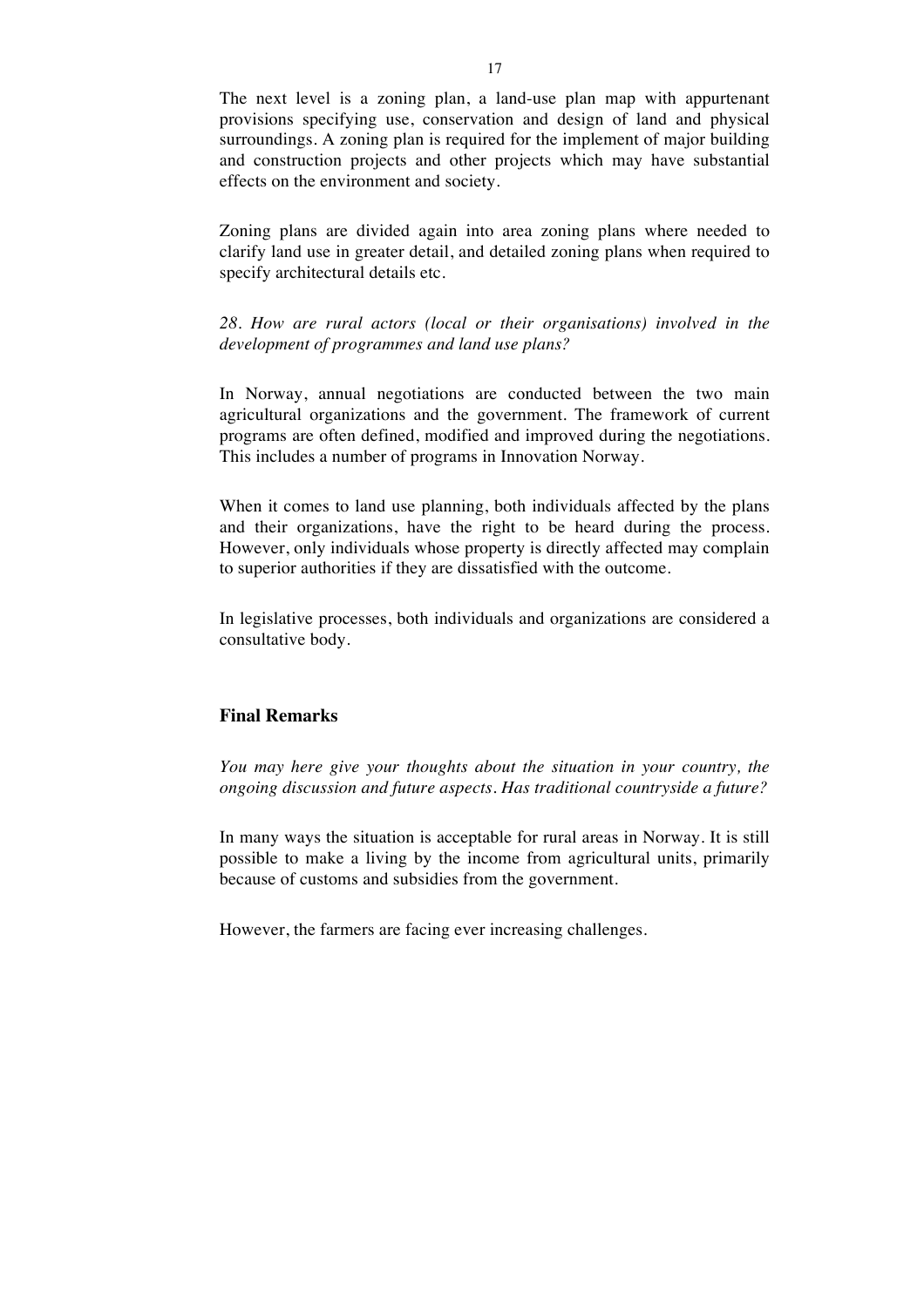The next level is a zoning plan, a land-use plan map with appurtenant provisions specifying use, conservation and design of land and physical surroundings. A zoning plan is required for the implement of major building and construction projects and other projects which may have substantial effects on the environment and society.

Zoning plans are divided again into area zoning plans where needed to clarify land use in greater detail, and detailed zoning plans when required to specify architectural details etc.

*28. How are rural actors (local or their organisations) involved in the development of programmes and land use plans?*

In Norway, annual negotiations are conducted between the two main agricultural organizations and the government. The framework of current programs are often defined, modified and improved during the negotiations. This includes a number of programs in Innovation Norway.

When it comes to land use planning, both individuals affected by the plans and their organizations, have the right to be heard during the process. However, only individuals whose property is directly affected may complain to superior authorities if they are dissatisfied with the outcome.

In legislative processes, both individuals and organizations are considered a consultative body.

## Final Remarks

*You may here give your thoughts about the situation in your country, the ongoing discussion and future aspects. Has traditional countryside a future?*

In many ways the situation is acceptable for rural areas in Norway. It is still possible to make a living by the income from agricultural units, primarily because of customs and subsidies from the government.

However, the farmers are facing ever increasing challenges.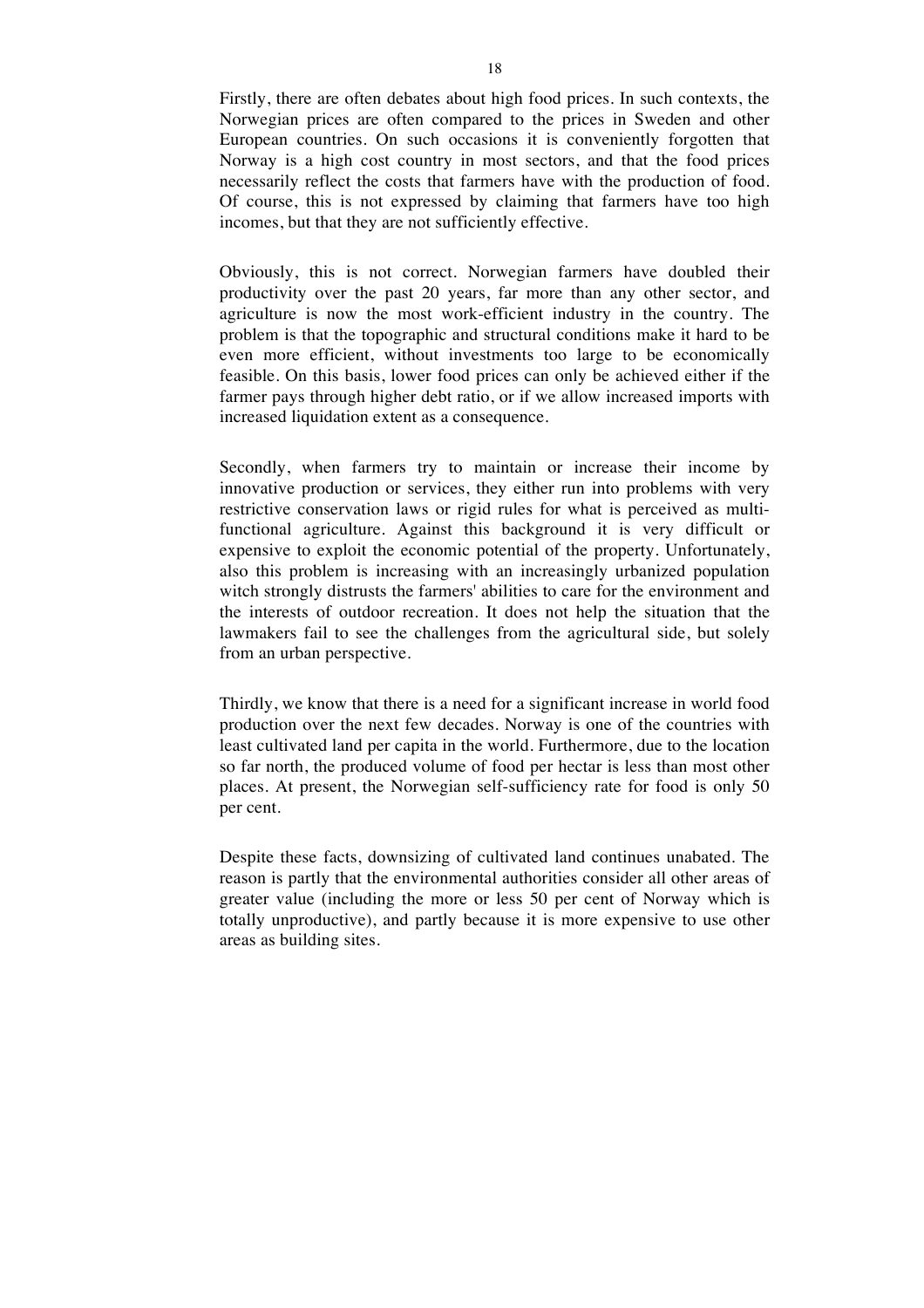Firstly, there are often debates about high food prices. In such contexts, the Norwegian prices are often compared to the prices in Sweden and other European countries. On such occasions it is conveniently forgotten that Norway is a high cost country in most sectors, and that the food prices necessarily reflect the costs that farmers have with the production of food. Of course, this is not expressed by claiming that farmers have too high incomes, but that they are not sufficiently effective.

Obviously, this is not correct. Norwegian farmers have doubled their productivity over the past 20 years, far more than any other sector, and agriculture is now the most work-efficient industry in the country. The problem is that the topographic and structural conditions make it hard to be even more efficient, without investments too large to be economically feasible. On this basis, lower food prices can only be achieved either if the farmer pays through higher debt ratio, or if we allow increased imports with increased liquidation extent as a consequence.

Secondly, when farmers try to maintain or increase their income by innovative production or services, they either run into problems with very restrictive conservation laws or rigid rules for what is perceived as multi-functional agriculture. Against this background it is very difficult or expensive to exploit the economic potential of the property. Unfortunately, also this problem is increasing with an increasingly urbanized population witch strongly distrusts the farmers' abilities to care for the environment and the interests of outdoor recreation. It does not help the situation that the lawmakers fail to see the challenges from the agricultural side, but solely from an urban perspective.

Thirdly, we know that there is a need for a significant increase in world food production over the next few decades. Norway is one of the countries with least cultivated land per capita in the world. Furthermore, due to the location so far north, the produced volume of food per hectar is less than most other places. At present, the Norwegian self-sufficiency rate for food is only 50 per cent.

Despite these facts, downsizing of cultivated land continues unabated. The reason is partly that the environmental authorities consider all other areas of greater value (including the more or less 50 per cent of Norway which is totally unproductive), and partly because it is more expensive to use other areas as building sites.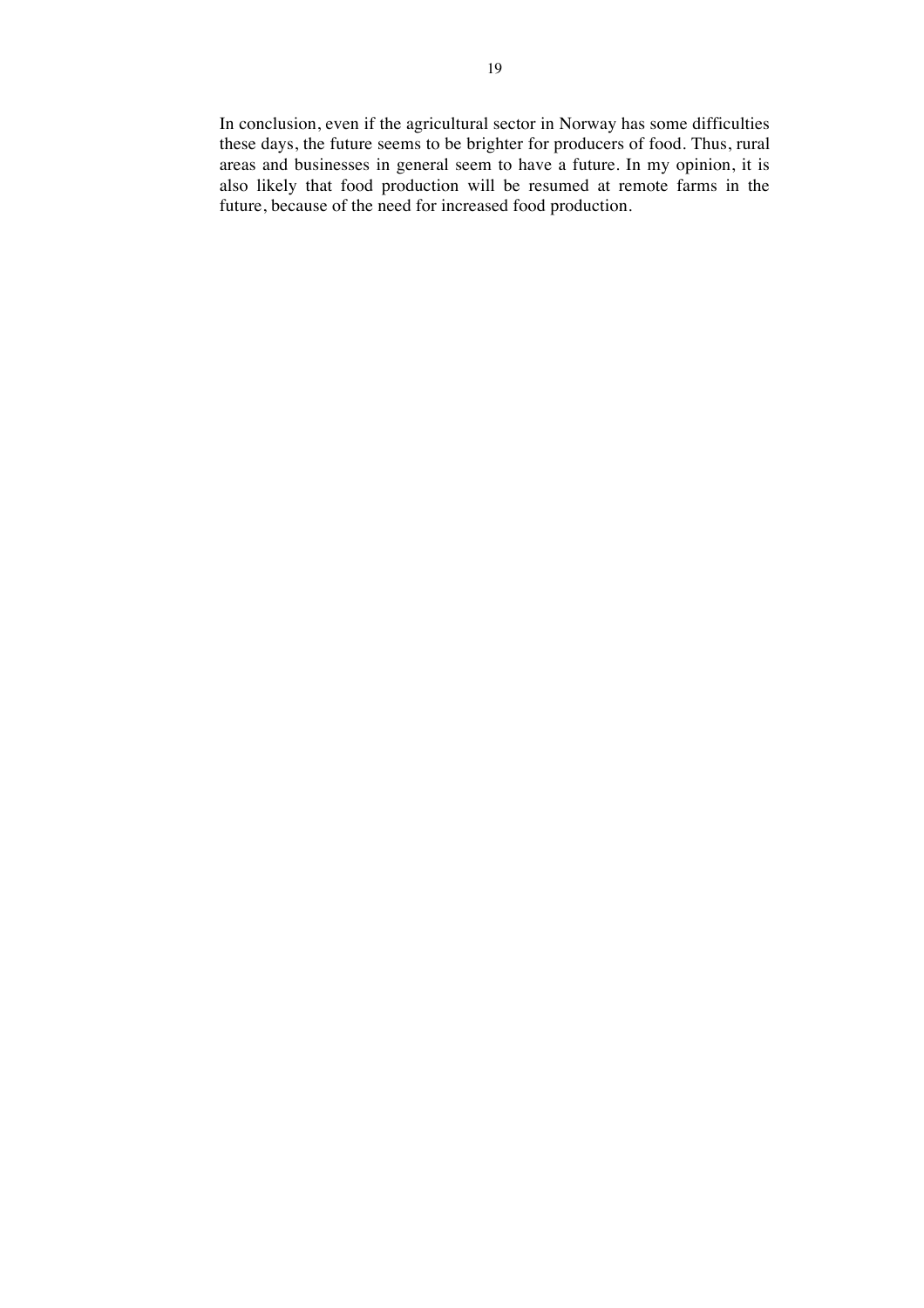In conclusion, even if the agricultural sector in Norway has some difficulties these days, the future seems to be brighter for producers of food. Thus, rural areas and businesses in general seem to have a future. In my opinion, it is also likely that food production will be resumed at remote farms in the future, because of the need for increased food production.